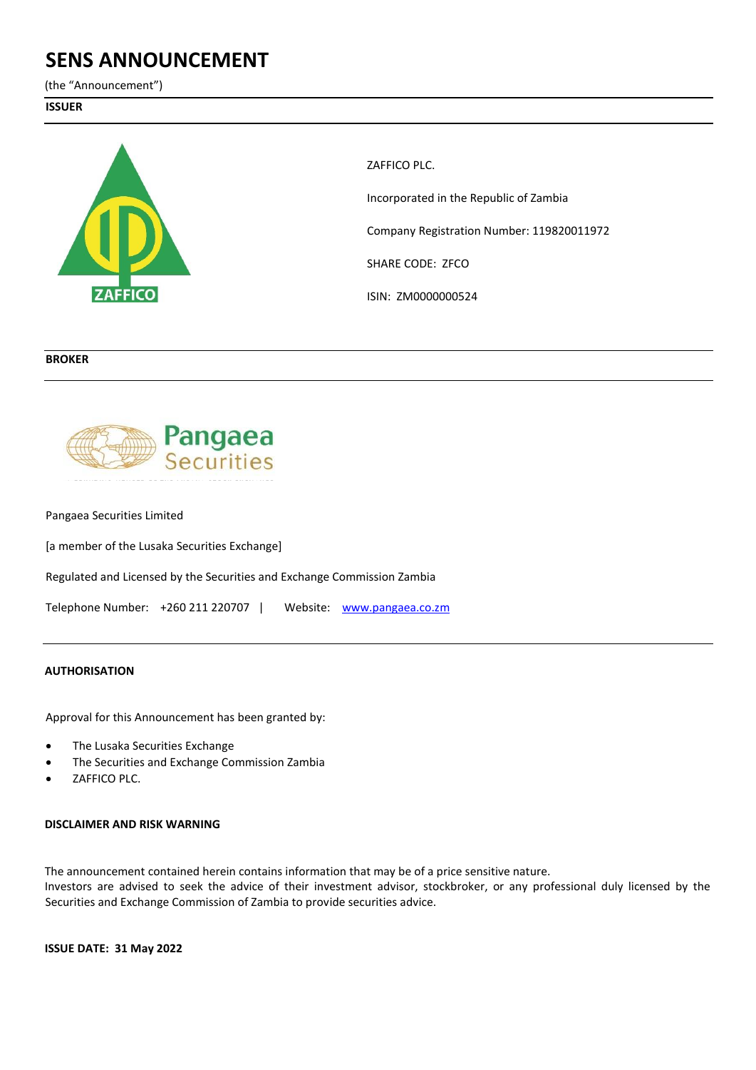# SENS ANNOUNCEMENT

(the "Announcement")

**ISSUER**

ZAFFICO PLC.

Incorporated in the Republic of Zambia

Company Registration Number: 119820011972

SHARE CODE: ZFCO

ISIN: ZM0000000524

**BROKER**

Pangaea Securities Limited

[a member of the Lusaka Securities Exchange]

Regulated and Licensed by the Securities and Exchange Commission Zambia

Telephone Number: +260 211 220707 | Website: www.pangaea.co.zm

**AUTHORISATION**

Approval for this Announcement has been granted by:

- The Lusaka Securities Exchange
- The Securities and Exchange Commission Zambia
- ZAFFICO PLC.

**DISCLAIMER AND RISK WARNING**

The announcement contained herein contains information that may be of a price sensitive nature.
Investors are advised to seek the advice of their investment advisor, stockbroker, or any professional duly licensed by the Securities and Exchange Commission of Zambia to provide securities advice.

**ISSUE DATE: 31 May 2022**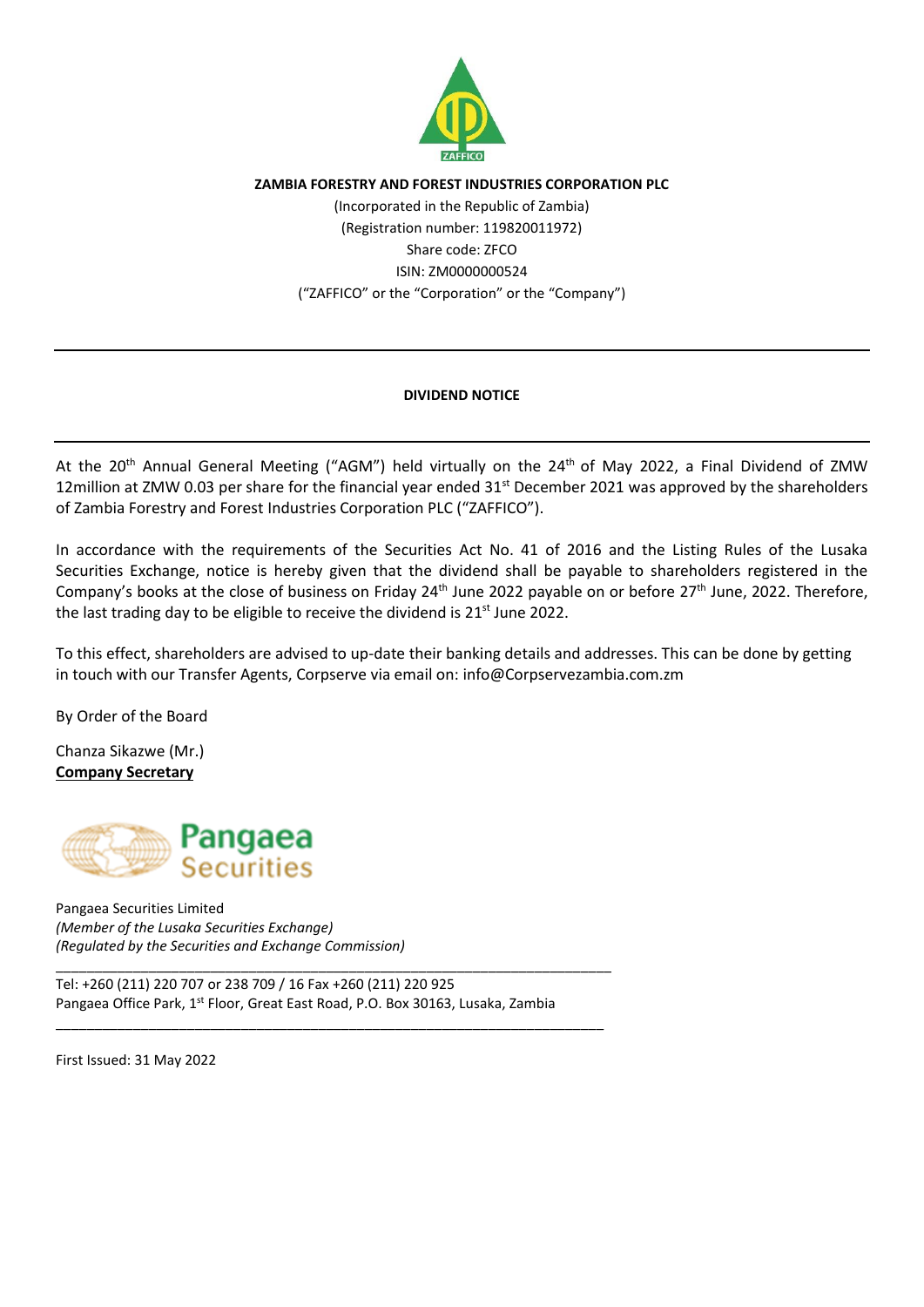**ZAMBIA FORESTRY AND FOREST INDUSTRIES CORPORATION PLC**

(Incorporated in the Republic of Zambia)
(Registration number: 119820011972)
Share code: ZFCO
ISIN: ZM0000000524
("ZAFFICO" or the "Corporation" or the "Company")

---

**DIVIDEND NOTICE**

---

At the 20th Annual General Meeting ("AGM") held virtually on the 24th of May 2022, a Final Dividend of ZMW 12million at ZMW 0.03 per share for the financial year ended 31st December 2021 was approved by the shareholders of Zambia Forestry and Forest Industries Corporation PLC ("ZAFFICO").

In accordance with the requirements of the Securities Act No. 41 of 2016 and the Listing Rules of the Lusaka Securities Exchange, notice is hereby given that the dividend shall be payable to shareholders registered in the Company's books at the close of business on Friday 24th June 2022 payable on or before 27th June, 2022. Therefore, the last trading day to be eligible to receive the dividend is 21st June 2022.

To this effect, shareholders are advised to up-date their banking details and addresses. This can be done by getting in touch with our Transfer Agents, Corpserve via email on: info@Corpservezambia.com.zm

By Order of the Board

Chanza Sikazwe (Mr.)
**Company Secretary**

Pangaea Securities

Pangaea Securities Limited
*(Member of the Lusaka Securities Exchange)*
*(Regulated by the Securities and Exchange Commission)*

---

Tel: +260 (211) 220 707 or 238 709 / 16 Fax +260 (211) 220 925
Pangaea Office Park, 1st Floor, Great East Road, P.O. Box 30163, Lusaka, Zambia

---

First Issued: 31 May 2022